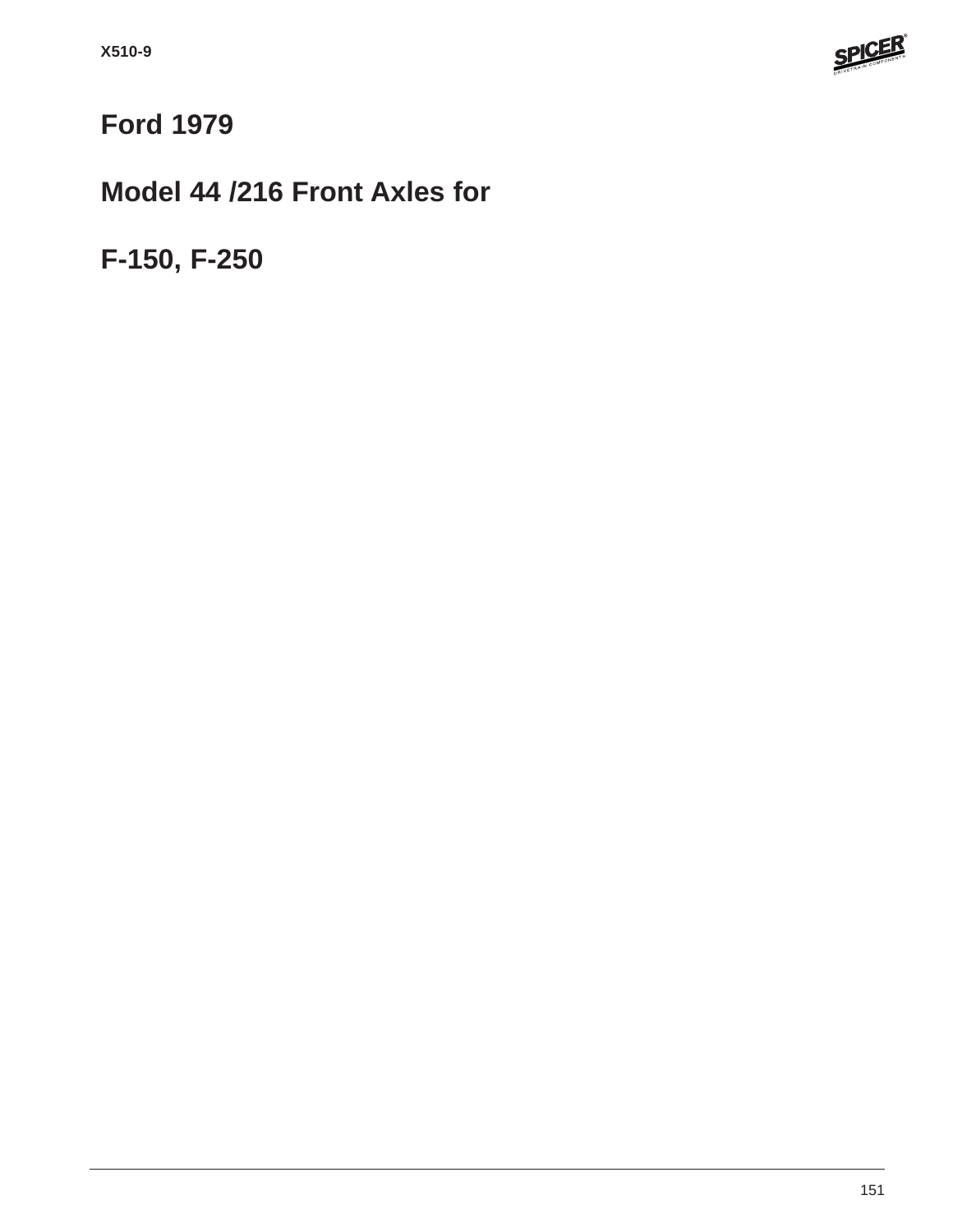# Ford 1979

# Model 44 /216 Front Axles for

# F-150, F-250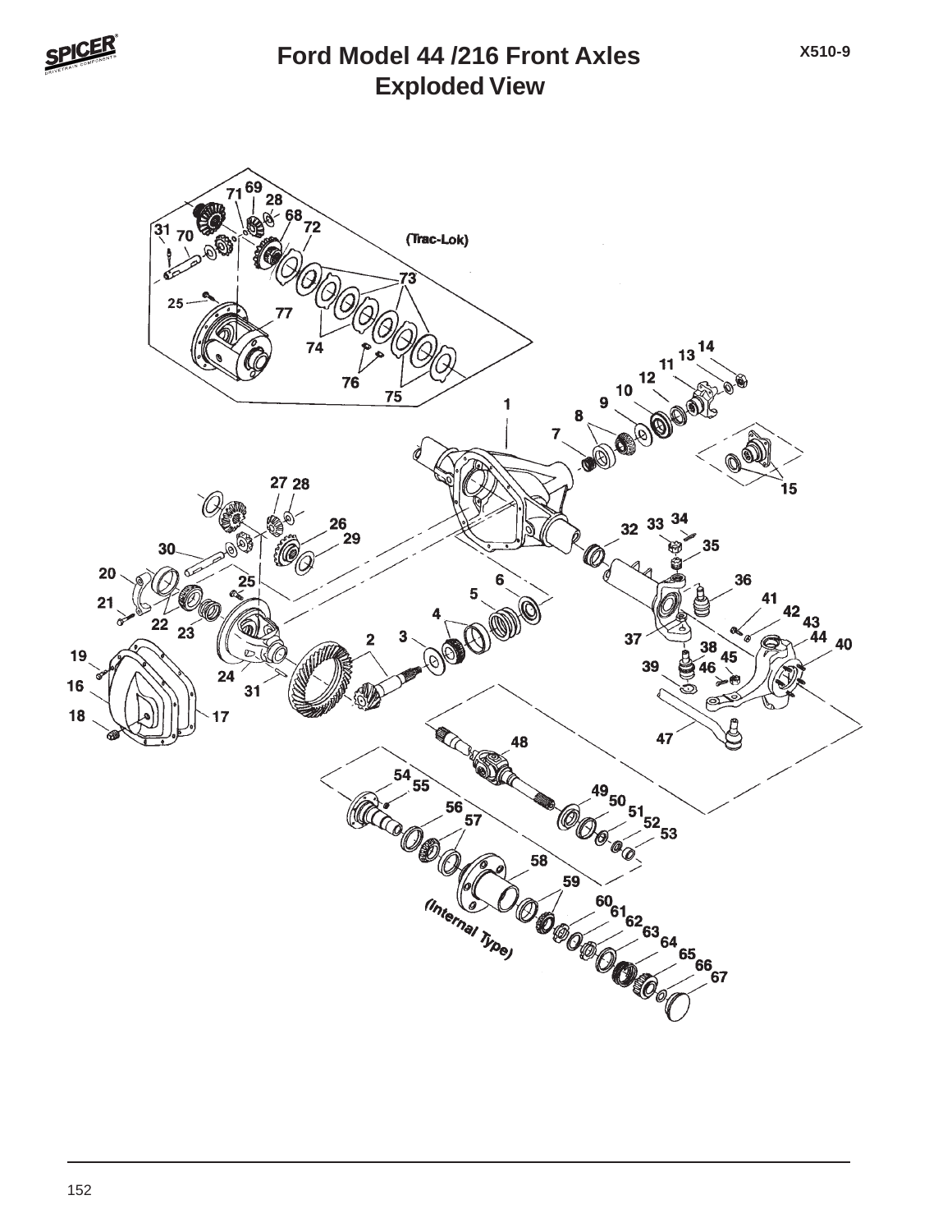# Ford Model 44 /216 Front Axles
## Exploded View

X510-9

(Trac-Lok)

(Internal Type)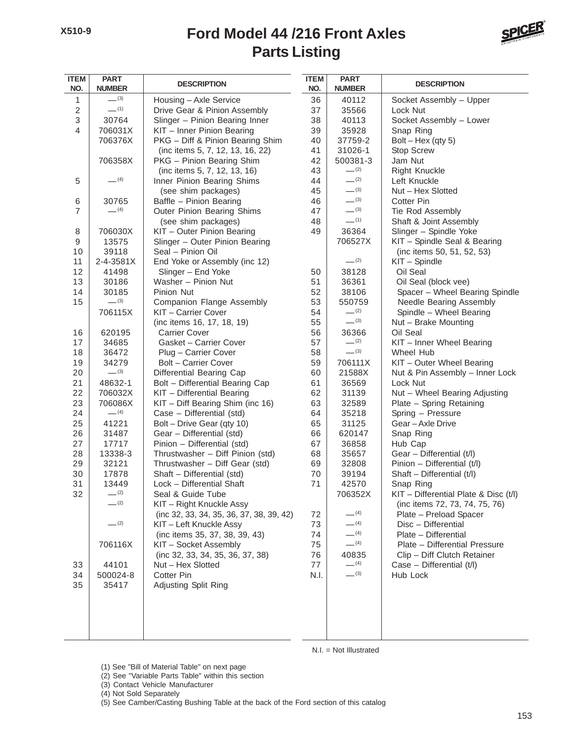# Ford Model 44 /216 Front Axles
## Parts Listing

| ITEM NO. | PART NUMBER | DESCRIPTION |
|---|---|---|
| 1 | — (3) | Housing – Axle Service |
| 2 | — (1) | Drive Gear & Pinion Assembly |
| 3 | 30764 | Slinger – Pinion Bearing Inner |
| 4 | 706031X | KIT – Inner Pinion Bearing |
| | 706376X | PKG – Diff & Pinion Bearing Shim (inc items 5, 7, 12, 13, 16, 22) |
| | 706358X | PKG – Pinion Bearing Shim (inc items 5, 7, 12, 13, 16) |
| 5 | — (4) | Inner Pinion Bearing Shims (see shim packages) |
| 6 | 30765 | Baffle – Pinion Bearing |
| 7 | — (4) | Outer Pinion Bearing Shims (see shim packages) |
| 8 | 706030X | KIT – Outer Pinion Bearing |
| 9 | 13575 | Slinger – Outer Pinion Bearing |
| 10 | 39118 | Seal – Pinion Oil |
| 11 | 2-4-3581X | End Yoke or Assembly (inc 12) |
| 12 | 41498 | Slinger – End Yoke |
| 13 | 30186 | Washer – Pinion Nut |
| 14 | 30185 | Pinion Nut |
| 15 | — (3) | Companion Flange Assembly |
| | 706115X | KIT – Carrier Cover (inc items 16, 17, 18, 19) |
| 16 | 620195 | Carrier Cover |
| 17 | 34685 | Gasket – Carrier Cover |
| 18 | 36472 | Plug – Carrier Cover |
| 19 | 34279 | Bolt – Carrier Cover |
| 20 | — (3) | Differential Bearing Cap |
| 21 | 48632-1 | Bolt – Differential Bearing Cap |
| 22 | 706032X | KIT – Differential Bearing |
| 23 | 706086X | KIT – Diff Bearing Shim (inc 16) |
| 24 | — (4) | Case – Differential (std) |
| 25 | 41221 | Bolt – Drive Gear (qty 10) |
| 26 | 31487 | Gear – Differential (std) |
| 27 | 17717 | Pinion – Differential (std) |
| 28 | 13338-3 | Thrustwasher – Diff Pinion (std) |
| 29 | 32121 | Thrustwasher – Diff Gear (std) |
| 30 | 17878 | Shaft – Differential (std) |
| 31 | 13449 | Lock – Differential Shaft |
| 32 | — (2) | Seal & Guide Tube |
| | — (2) | KIT – Right Knuckle Assy (inc 32, 33, 34, 35, 36, 37, 38, 39, 42) |
| | — (2) | KIT – Left Knuckle Assy (inc items 35, 37, 38, 39, 43) |
| | 706116X | KIT – Socket Assembly (inc 32, 33, 34, 35, 36, 37, 38) |
| 33 | 44101 | Nut – Hex Slotted |
| 34 | 500024-8 | Cotter Pin |
| 35 | 35417 | Adjusting Split Ring |
| 36 | 40112 | Socket Assembly – Upper |
| 37 | 35566 | Lock Nut |
| 38 | 40113 | Socket Assembly – Lower |
| 39 | 35928 | Snap Ring |
| 40 | 37759-2 | Bolt – Hex (qty 5) |
| 41 | 31026-1 | Stop Screw |
| 42 | 500381-3 | Jam Nut |
| 43 | — (2) | Right Knuckle |
| 44 | — (2) | Left Knuckle |
| 45 | — (3) | Nut – Hex Slotted |
| 46 | — (3) | Cotter Pin |
| 47 | — (3) | Tie Rod Assembly |
| 48 | — (1) | Shaft & Joint Assembly |
| 49 | 36364 | Slinger – Spindle Yoke |
| | 706527X | KIT – Spindle Seal & Bearing (inc items 50, 51, 52, 53) |
| | — (2) | KIT – Spindle |
| 50 | 38128 | Oil Seal |
| 51 | 36361 | Oil Seal (block vee) |
| 52 | 38106 | Spacer – Wheel Bearing Spindle |
| 53 | 550759 | Needle Bearing Assembly |
| 54 | — (2) | Spindle – Wheel Bearing |
| 55 | — (3) | Nut – Brake Mounting |
| 56 | 36366 | Oil Seal |
| 57 | — (2) | KIT – Inner Wheel Bearing |
| 58 | — (3) | Wheel Hub |
| 59 | 706111X | KIT – Outer Wheel Bearing |
| 60 | 21588X | Nut & Pin Assembly – Inner Lock |
| 61 | 36569 | Lock Nut |
| 62 | 31139 | Nut – Wheel Bearing Adjusting |
| 63 | 32589 | Plate – Spring Retaining |
| 64 | 35218 | Spring – Pressure |
| 65 | 31125 | Gear – Axle Drive |
| 66 | 620147 | Snap Ring |
| 67 | 36858 | Hub Cap |
| 68 | 35657 | Gear – Differential (t/l) |
| 69 | 32808 | Pinion – Differential (t/l) |
| 70 | 39194 | Shaft – Differential (t/l) |
| 71 | 42570 | Snap Ring |
| | 706352X | KIT – Differential Plate & Disc (t/l) (inc items 72, 73, 74, 75, 76) |
| 72 | — (4) | Plate – Preload Spacer |
| 73 | — (4) | Disc – Differential |
| 74 | — (4) | Plate – Differential |
| 75 | — (4) | Plate – Differential Pressure |
| 76 | 40835 | Clip – Diff Clutch Retainer |
| 77 | — (4) | Case – Differential (t/l) |
| N.I. | — (3) | Hub Lock |

N.I. = Not Illustrated

(1) See "Bill of Material Table" on next page
(2) See "Variable Parts Table" within this section
(3) Contact Vehicle Manufacturer
(4) Not Sold Separately
(5) See Camber/Casting Bushing Table at the back of the Ford section of this catalog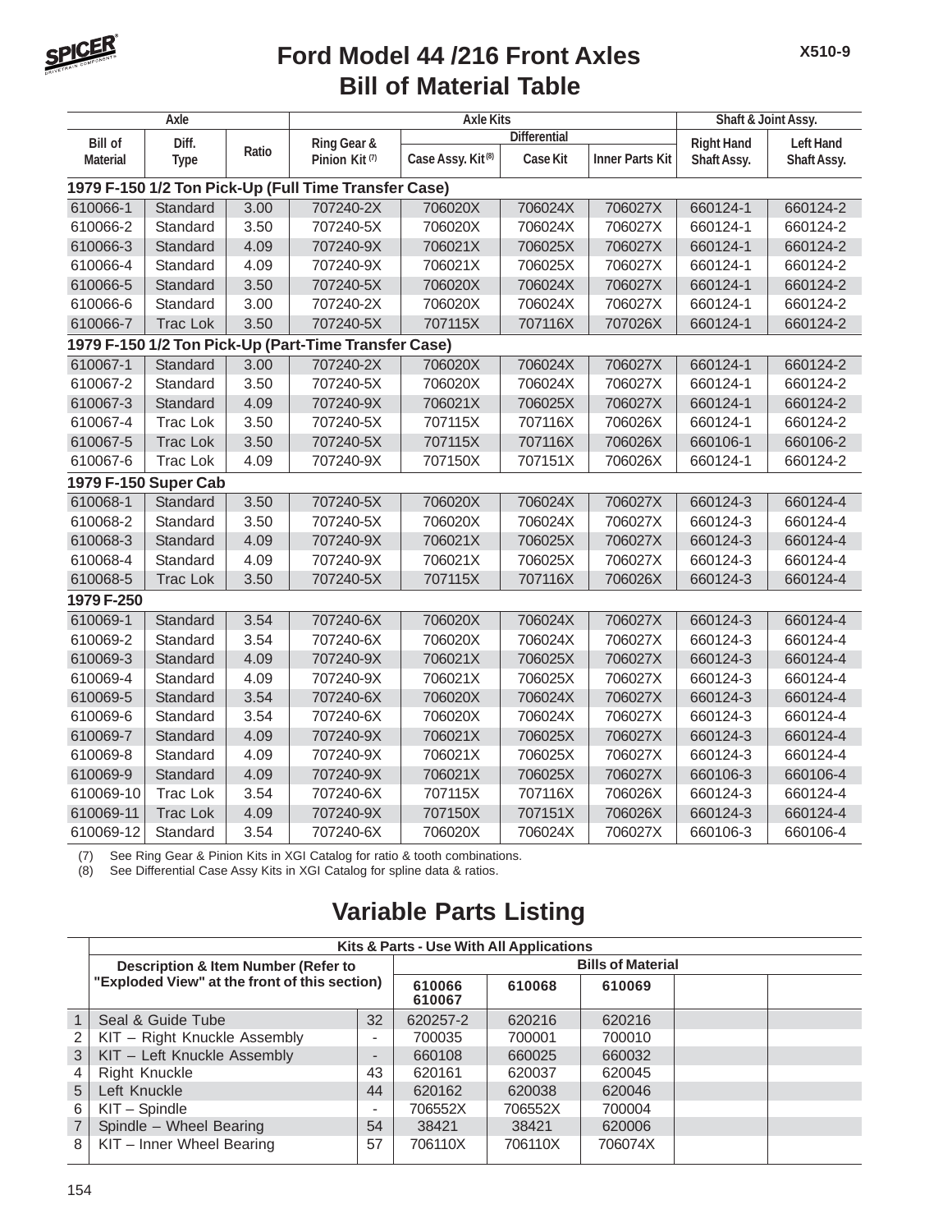# Ford Model 44 /216 Front Axles
## Bill of Material Table

| Axle | | | Axle Kits | | | | Shaft & Joint Assy. | |
|---|---|---|---|---|---|---|---|---|
| Bill of Material | Diff. Type | Ratio | Ring Gear & Pinion Kit (7) | Differential | | | Right Hand Shaft Assy. | Left Hand Shaft Assy. |
| | | | | Case Assy. Kit (8) | Case Kit | Inner Parts Kit | | |
| **1979 F-150 1/2 Ton Pick-Up (Full Time Transfer Case)** | | | | | | | | |
| 610066-1 | Standard | 3.00 | 707240-2X | 706020X | 706024X | 706027X | 660124-1 | 660124-2 |
| 610066-2 | Standard | 3.50 | 707240-5X | 706020X | 706024X | 706027X | 660124-1 | 660124-2 |
| 610066-3 | Standard | 4.09 | 707240-9X | 706021X | 706025X | 706027X | 660124-1 | 660124-2 |
| 610066-4 | Standard | 4.09 | 707240-9X | 706021X | 706025X | 706027X | 660124-1 | 660124-2 |
| 610066-5 | Standard | 3.50 | 707240-5X | 706020X | 706024X | 706027X | 660124-1 | 660124-2 |
| 610066-6 | Standard | 3.00 | 707240-2X | 706020X | 706024X | 706027X | 660124-1 | 660124-2 |
| 610066-7 | Trac Lok | 3.50 | 707240-5X | 707115X | 707116X | 707026X | 660124-1 | 660124-2 |
| **1979 F-150 1/2 Ton Pick-Up (Part-Time Transfer Case)** | | | | | | | | |
| 610067-1 | Standard | 3.00 | 707240-2X | 706020X | 706024X | 706027X | 660124-1 | 660124-2 |
| 610067-2 | Standard | 3.50 | 707240-5X | 706020X | 706024X | 706027X | 660124-1 | 660124-2 |
| 610067-3 | Standard | 4.09 | 707240-9X | 706021X | 706025X | 706027X | 660124-1 | 660124-2 |
| 610067-4 | Trac Lok | 3.50 | 707240-5X | 707115X | 707116X | 706026X | 660124-1 | 660124-2 |
| 610067-5 | Trac Lok | 3.50 | 707240-5X | 707115X | 707116X | 706026X | 660106-1 | 660106-2 |
| 610067-6 | Trac Lok | 4.09 | 707240-9X | 707150X | 707151X | 706026X | 660124-1 | 660124-2 |
| **1979 F-150 Super Cab** | | | | | | | | |
| 610068-1 | Standard | 3.50 | 707240-5X | 706020X | 706024X | 706027X | 660124-3 | 660124-4 |
| 610068-2 | Standard | 3.50 | 707240-5X | 706020X | 706024X | 706027X | 660124-3 | 660124-4 |
| 610068-3 | Standard | 4.09 | 707240-9X | 706021X | 706025X | 706027X | 660124-3 | 660124-4 |
| 610068-4 | Standard | 4.09 | 707240-9X | 706021X | 706025X | 706027X | 660124-3 | 660124-4 |
| 610068-5 | Trac Lok | 3.50 | 707240-5X | 707115X | 707116X | 706026X | 660124-3 | 660124-4 |
| **1979 F-250** | | | | | | | | |
| 610069-1 | Standard | 3.54 | 707240-6X | 706020X | 706024X | 706027X | 660124-3 | 660124-4 |
| 610069-2 | Standard | 3.54 | 707240-6X | 706020X | 706024X | 706027X | 660124-3 | 660124-4 |
| 610069-3 | Standard | 4.09 | 707240-9X | 706021X | 706025X | 706027X | 660124-3 | 660124-4 |
| 610069-4 | Standard | 4.09 | 707240-9X | 706021X | 706025X | 706027X | 660124-3 | 660124-4 |
| 610069-5 | Standard | 3.54 | 707240-6X | 706020X | 706024X | 706027X | 660124-3 | 660124-4 |
| 610069-6 | Standard | 3.54 | 707240-6X | 706020X | 706024X | 706027X | 660124-3 | 660124-4 |
| 610069-7 | Standard | 4.09 | 707240-9X | 706021X | 706025X | 706027X | 660124-3 | 660124-4 |
| 610069-8 | Standard | 4.09 | 707240-9X | 706021X | 706025X | 706027X | 660124-3 | 660124-4 |
| 610069-9 | Standard | 4.09 | 707240-9X | 706021X | 706025X | 706027X | 660106-3 | 660106-4 |
| 610069-10 | Trac Lok | 3.54 | 707240-6X | 707115X | 707116X | 706026X | 660124-3 | 660124-4 |
| 610069-11 | Trac Lok | 4.09 | 707240-9X | 707150X | 707151X | 706026X | 660124-3 | 660124-4 |
| 610069-12 | Standard | 3.54 | 707240-6X | 706020X | 706024X | 706027X | 660106-3 | 660106-4 |

(7) See Ring Gear & Pinion Kits in XGI Catalog for ratio & tooth combinations.
(8) See Differential Case Assy Kits in XGI Catalog for spline data & ratios.

## Variable Parts Listing

| | Kits & Parts - Use With All Applications | | | | | | |
|---|---|---|---|---|---|---|---|
| | Description & Item Number (Refer to "Exploded View" at the front of this section) | | Bills of Material | | | | |
| | | | 610066 610067 | 610068 | 610069 | | |
| 1 | Seal & Guide Tube | 32 | 620257-2 | 620216 | 620216 | | |
| 2 | KIT – Right Knuckle Assembly | - | 700035 | 700001 | 700010 | | |
| 3 | KIT – Left Knuckle Assembly | - | 660108 | 660025 | 660032 | | |
| 4 | Right Knuckle | 43 | 620161 | 620037 | 620045 | | |
| 5 | Left Knuckle | 44 | 620162 | 620038 | 620046 | | |
| 6 | KIT – Spindle | - | 706552X | 706552X | 700004 | | |
| 7 | Spindle – Wheel Bearing | 54 | 38421 | 38421 | 620006 | | |
| 8 | KIT – Inner Wheel Bearing | 57 | 706110X | 706110X | 706074X | | |